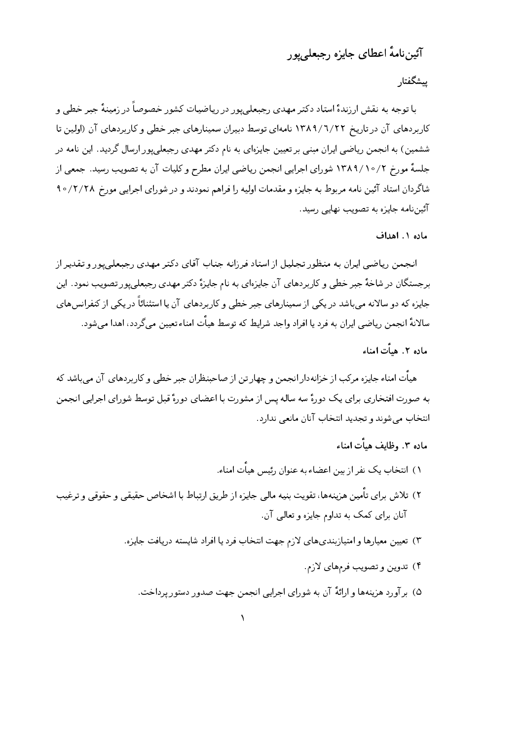# آئین‌نامهٔ اعطای جایزه رجبعلی‌پور

## پیشگفتار

با توجه به نقش ارزندهٔ استاد دکتر مهدی رجبعلی‌پور در ریاضیات کشور خصوصاً در زمینهٔ جبر خطی و کاربردهای آن در تاریخ ۱۳۸۹/۶/۲۲ نامه‌ای توسط دبیران سمینارهای جبر خطی و کاربردهای آن (اولین تا ششمین) به انجمن ریاضی ایران مبنی بر تعیین جایزه‌ای به نام دکتر مهدی رجبعلی‌پور ارسال گردید. این نامه در جلسهٔ مورخ ۱۳۸۹/۱۰/۲ شورای اجرایی انجمن ریاضی ایران مطرح و کلیات آن به تصویب رسید. جمعی از شاگردان استاد آئین نامه مربوط به جایزه و مقدمات اولیه را فراهم نمودند و در شورای اجرایی مورخ ۹۰/۲/۲۸ آئین‌نامه جایزه به تصویب نهایی رسید.

### ماده ۱. اهداف

انجمن ریاضی ایران به منظور تجلیل از استاد فرزانه جناب آقای دکتر مهدی رجبعلی‌پور و تقدیر از برجستگان در شاخهٔ جبر خطی و کاربردهای آن جایزه‌ای به نام جایزهٔ دکتر مهدی رجبعلی‌پور تصویب نمود. این جایزه که دو سالانه می‌باشد در یکی از سمینارهای جبر خطی و کاربردهای آن یا استثنائاً در یکی از کنفرانس‌های سالانهٔ انجمن ریاضی ایران به فرد یا افراد واجد شرایط که توسط هیأت امناء تعیین می‌گردد، اهدا می‌شود.

### ماده ۲. هیأت امناء

هیأت امناء جایزه مرکب از خزانه‌دار انجمن و چهار تن از صاحبنظران جبر خطی و کاربردهای آن می‌باشد که به صورت افتخاری برای یک دورهٔ سه ساله پس از مشورت با اعضای دورهٔ قبل توسط شورای اجرایی انجمن انتخاب می‌شوند و تجدید انتخاب آنان مانعی ندارد.

### ماده ۳. وظایف هیأت امناء

۱) انتخاب یک نفر از بین اعضاء به عنوان رئیس هیأت امناء.

۲) تلاش برای تأمین هزینه‌ها، تقویت بنیه مالی جایزه از طریق ارتباط با اشخاص حقیقی و حقوقی و ترغیب آنان برای کمک به تداوم جایزه و تعالی آن.

۳) تعیین معیارها و امتیازبندی‌های لازم جهت انتخاب فرد یا افراد شایسته دریافت جایزه.

۴) تدوین و تصویب فرم‌های لازم.

۵) برآورد هزینه‌ها و ارائهٔ آن به شورای اجرایی انجمن جهت صدور دستور پرداخت.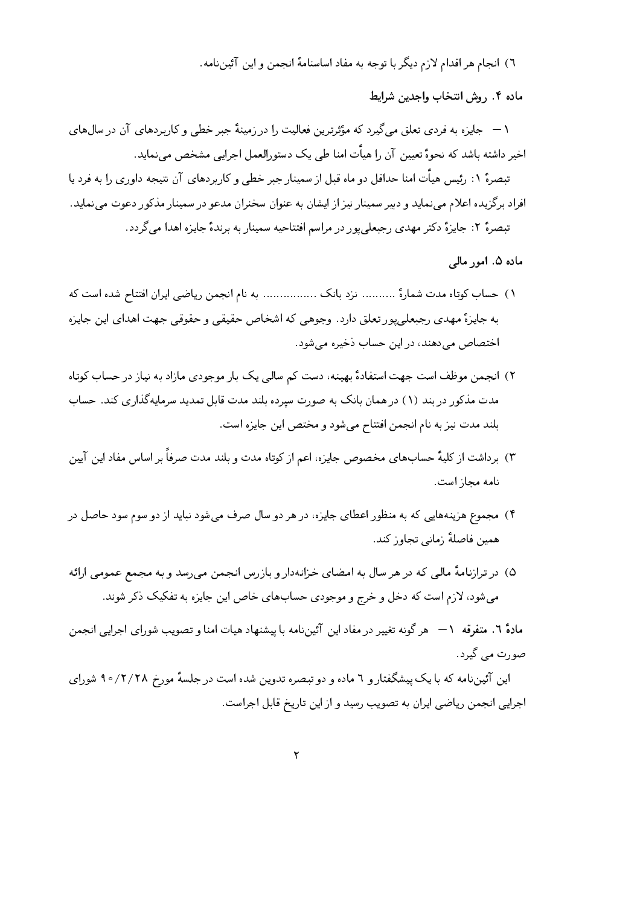٦) انجام هر اقدام لازم دیگر با توجه به مفاد اساسنامهٔ انجمن و این آئین‌نامه.

**ماده ۴. روش انتخاب واجدین شرایط**

۱ — جایزه به فردی تعلق می‌گیرد که مؤثرترین فعالیت را در زمینهٔ جبر خطی و کاربردهای آن در سال‌های اخیر داشته باشد که نحوهٔ تعیین آن را هیأت امنا طی یک دستورالعمل اجرایی مشخص می‌نماید.

تبصرهٔ ۱: رئیس هیأت امنا حداقل دو ماه قبل از سمینار جبر خطی و کاربردهای آن نتیجه داوری را به فرد یا افراد برگزیده اعلام می‌نماید و دبیر سمینار نیز از ایشان به عنوان سخنران مدعو در سمینار مذکور دعوت می‌نماید.

تبصرهٔ ۲: جایزهٔ دکتر مهدی رجبعلی‌پور در مراسم افتتاحیه سمینار به برندهٔ جایزه اهدا می‌گردد.

**ماده ۵. امور مالی**

۱) حساب کوتاه مدت شمارهٔ .......... نزد بانک ................ به نام انجمن ریاضی ایران افتتاح شده است که به جایزهٔ مهدی رجبعلی‌پور تعلق دارد. وجوهی که اشخاص حقیقی و حقوقی جهت اهدای این جایزه اختصاص می‌دهند، در این حساب ذخیره می‌شود.

۲) انجمن موظف است جهت استفادهٔ بهینه، دست کم سالی یک بار موجودی مازاد به نیاز در حساب کوتاه مدت مذکور در بند (۱) در همان بانک به صورت سپرده بلند مدت قابل تمدید سرمایه‌گذاری کند. حساب بلند مدت نیز به نام انجمن افتتاح می‌شود و مختص این جایزه است.

۳) برداشت از کلیهٔ حساب‌های مخصوص جایزه، اعم از کوتاه مدت و بلند مدت صرفاً بر اساس مفاد این آیین نامه مجاز است.

۴) مجموع هزینه‌هایی که به منظور اعطای جایزه، در هر دو سال صرف می‌شود نباید از دو سوم سود حاصل در همین فاصلهٔ زمانی تجاوز کند.

۵) در ترازنامهٔ مالی که در هر سال به امضای خزانه‌دار و بازرس انجمن می‌رسد و به مجمع عمومی ارائه می‌شود، لازم است که دخل و خرج و موجودی حساب‌های خاص این جایزه به تفکیک ذکر شوند.

**مادهٔ ٦. متفرقه** ۱ — هر گونه تغییر در مفاد این آئین‌نامه با پیشنهاد هیات امنا و تصویب شورای اجرایی انجمن صورت می گیرد.

این آئین‌نامه که با یک پیشگفتار و ٦ ماده و دو تبصره تدوین شده است در جلسهٔ مورخ ۹۰/۲/۲۸ شورای اجرایی انجمن ریاضی ایران به تصویب رسید و از این تاریخ قابل اجراست.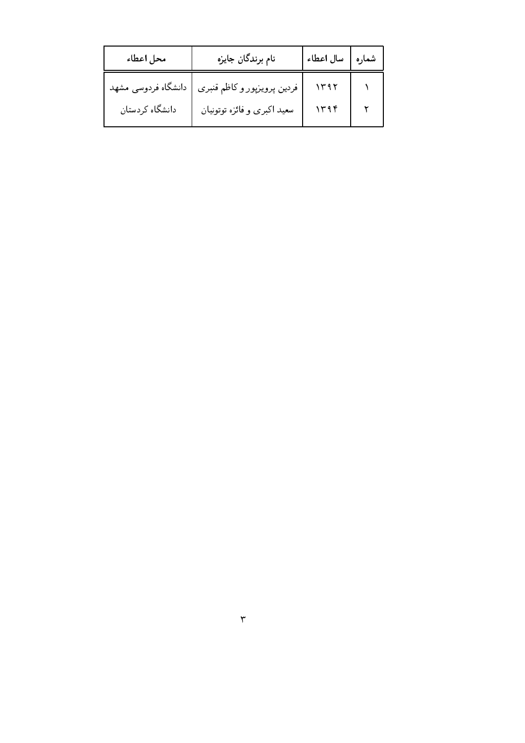| شماره | سال اعطاء | نام برندگان جایزه | محل اعطاء |
| --- | --- | --- | --- |
| ۱ | ۱۳۹۲ | فردین پرویزپور و کاظم قنبری | دانشگاه فردوسی مشهد |
| ۲ | ۱۳۹۴ | سعید اکبری و فائزه توتونیان | دانشگاه کردستان |